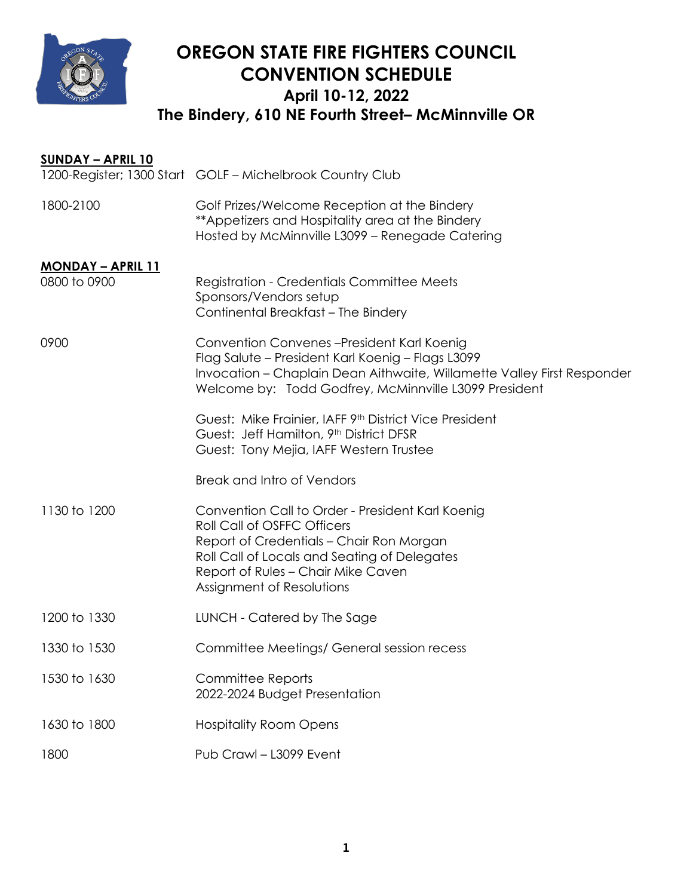# OREGON STATE FIRE FIGHTERS COUNCIL CONVENTION SCHEDULE

## April 10-12, 2022

## The Bindery, 610 NE Fourth Street– McMinnville OR

**SUNDAY – APRIL 10**

| | |
|---|---|
| 1200-Register; 1300 Start | GOLF – Michelbrook Country Club |
| 1800-2100 | Golf Prizes/Welcome Reception at the Bindery<br>**Appetizers and Hospitality area at the Bindery<br>Hosted by McMinnville L3099 – Renegade Catering |

**MONDAY – APRIL 11**

| | |
|---|---|
| 0800 to 0900 | Registration - Credentials Committee Meets<br>Sponsors/Vendors setup<br>Continental Breakfast – The Bindery |
| 0900 | Convention Convenes –President Karl Koenig<br>Flag Salute – President Karl Koenig – Flags L3099<br>Invocation – Chaplain Dean Aithwaite, Willamette Valley First Responder<br>Welcome by: Todd Godfrey, McMinnville L3099 President<br><br>Guest: Mike Frainier, IAFF 9th District Vice President<br>Guest: Jeff Hamilton, 9th District DFSR<br>Guest: Tony Mejia, IAFF Western Trustee<br><br>Break and Intro of Vendors |
| 1130 to 1200 | Convention Call to Order - President Karl Koenig<br>Roll Call of OSFFC Officers<br>Report of Credentials – Chair Ron Morgan<br>Roll Call of Locals and Seating of Delegates<br>Report of Rules – Chair Mike Caven<br>Assignment of Resolutions |
| 1200 to 1330 | LUNCH - Catered by The Sage |
| 1330 to 1530 | Committee Meetings/ General session recess |
| 1530 to 1630 | Committee Reports<br>2022-2024 Budget Presentation |
| 1630 to 1800 | Hospitality Room Opens |
| 1800 | Pub Crawl – L3099 Event |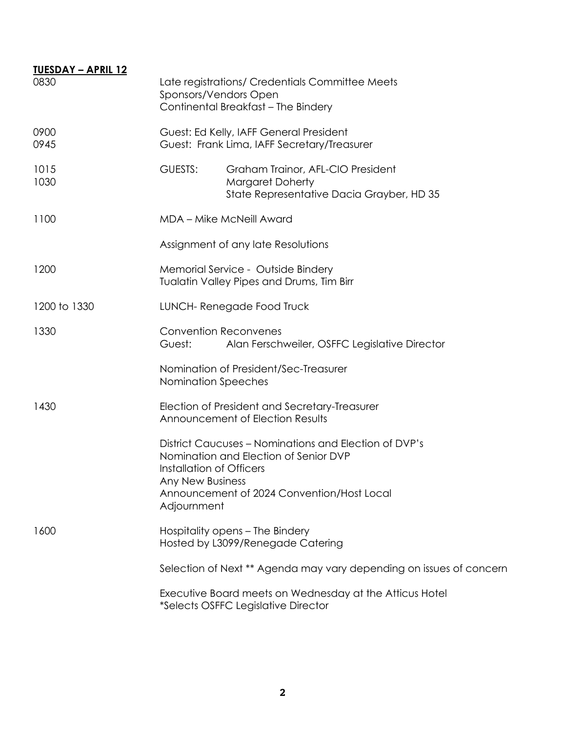**<u>TUESDAY – APRIL 12</u>**

| | |
|---|---|
| 0830 | Late registrations/ Credentials Committee Meets<br>Sponsors/Vendors Open<br>Continental Breakfast – The Bindery |
| 0900 | Guest: Ed Kelly, IAFF General President |
| 0945 | Guest: Frank Lima, IAFF Secretary/Treasurer |
| 1015 | GUESTS: Graham Trainor, AFL-CIO President |
| 1030 | Margaret Doherty<br>State Representative Dacia Grayber, HD 35 |
| 1100 | MDA – Mike McNeill Award<br><br>Assignment of any late Resolutions |
| 1200 | Memorial Service - Outside Bindery<br>Tualatin Valley Pipes and Drums, Tim Birr |
| 1200 to 1330 | LUNCH- Renegade Food Truck |
| 1330 | Convention Reconvenes<br>Guest: Alan Ferschweiler, OSFFC Legislative Director<br><br>Nomination of President/Sec-Treasurer<br>Nomination Speeches |
| 1430 | Election of President and Secretary-Treasurer<br>Announcement of Election Results<br><br>District Caucuses – Nominations and Election of DVP's<br>Nomination and Election of Senior DVP<br>Installation of Officers<br>Any New Business<br>Announcement of 2024 Convention/Host Local<br>Adjournment |
| 1600 | Hospitality opens – The Bindery<br>Hosted by L3099/Renegade Catering<br><br>Selection of Next ** Agenda may vary depending on issues of concern<br><br>Executive Board meets on Wednesday at the Atticus Hotel<br>*Selects OSFFC Legislative Director |